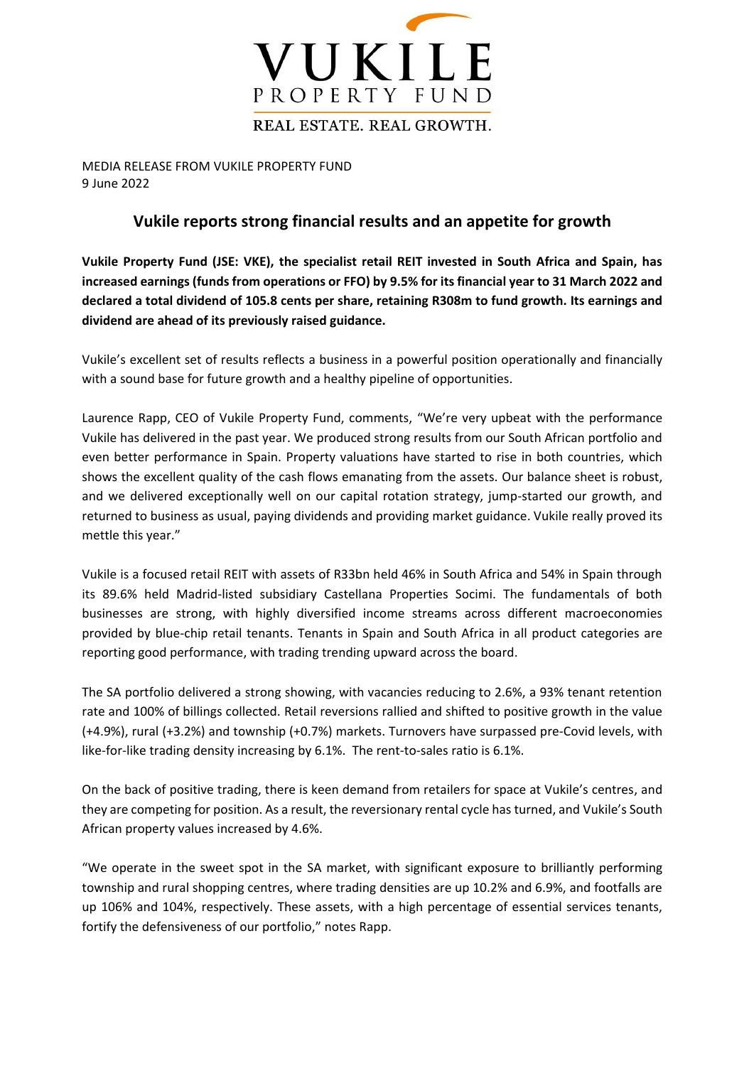VUKILE PROPERTY FUND

REAL ESTATE. REAL GROWTH.

MEDIA RELEASE FROM VUKILE PROPERTY FUND
9 June 2022

# Vukile reports strong financial results and an appetite for growth

**Vukile Property Fund (JSE: VKE), the specialist retail REIT invested in South Africa and Spain, has increased earnings (funds from operations or FFO) by 9.5% for its financial year to 31 March 2022 and declared a total dividend of 105.8 cents per share, retaining R308m to fund growth. Its earnings and dividend are ahead of its previously raised guidance.**

Vukile's excellent set of results reflects a business in a powerful position operationally and financially with a sound base for future growth and a healthy pipeline of opportunities.

Laurence Rapp, CEO of Vukile Property Fund, comments, "We're very upbeat with the performance Vukile has delivered in the past year. We produced strong results from our South African portfolio and even better performance in Spain. Property valuations have started to rise in both countries, which shows the excellent quality of the cash flows emanating from the assets. Our balance sheet is robust, and we delivered exceptionally well on our capital rotation strategy, jump-started our growth, and returned to business as usual, paying dividends and providing market guidance. Vukile really proved its mettle this year."

Vukile is a focused retail REIT with assets of R33bn held 46% in South Africa and 54% in Spain through its 89.6% held Madrid-listed subsidiary Castellana Properties Socimi. The fundamentals of both businesses are strong, with highly diversified income streams across different macroeconomies provided by blue-chip retail tenants. Tenants in Spain and South Africa in all product categories are reporting good performance, with trading trending upward across the board.

The SA portfolio delivered a strong showing, with vacancies reducing to 2.6%, a 93% tenant retention rate and 100% of billings collected. Retail reversions rallied and shifted to positive growth in the value (+4.9%), rural (+3.2%) and township (+0.7%) markets. Turnovers have surpassed pre-Covid levels, with like-for-like trading density increasing by 6.1%. The rent-to-sales ratio is 6.1%.

On the back of positive trading, there is keen demand from retailers for space at Vukile's centres, and they are competing for position. As a result, the reversionary rental cycle has turned, and Vukile's South African property values increased by 4.6%.

"We operate in the sweet spot in the SA market, with significant exposure to brilliantly performing township and rural shopping centres, where trading densities are up 10.2% and 6.9%, and footfalls are up 106% and 104%, respectively. These assets, with a high percentage of essential services tenants, fortify the defensiveness of our portfolio," notes Rapp.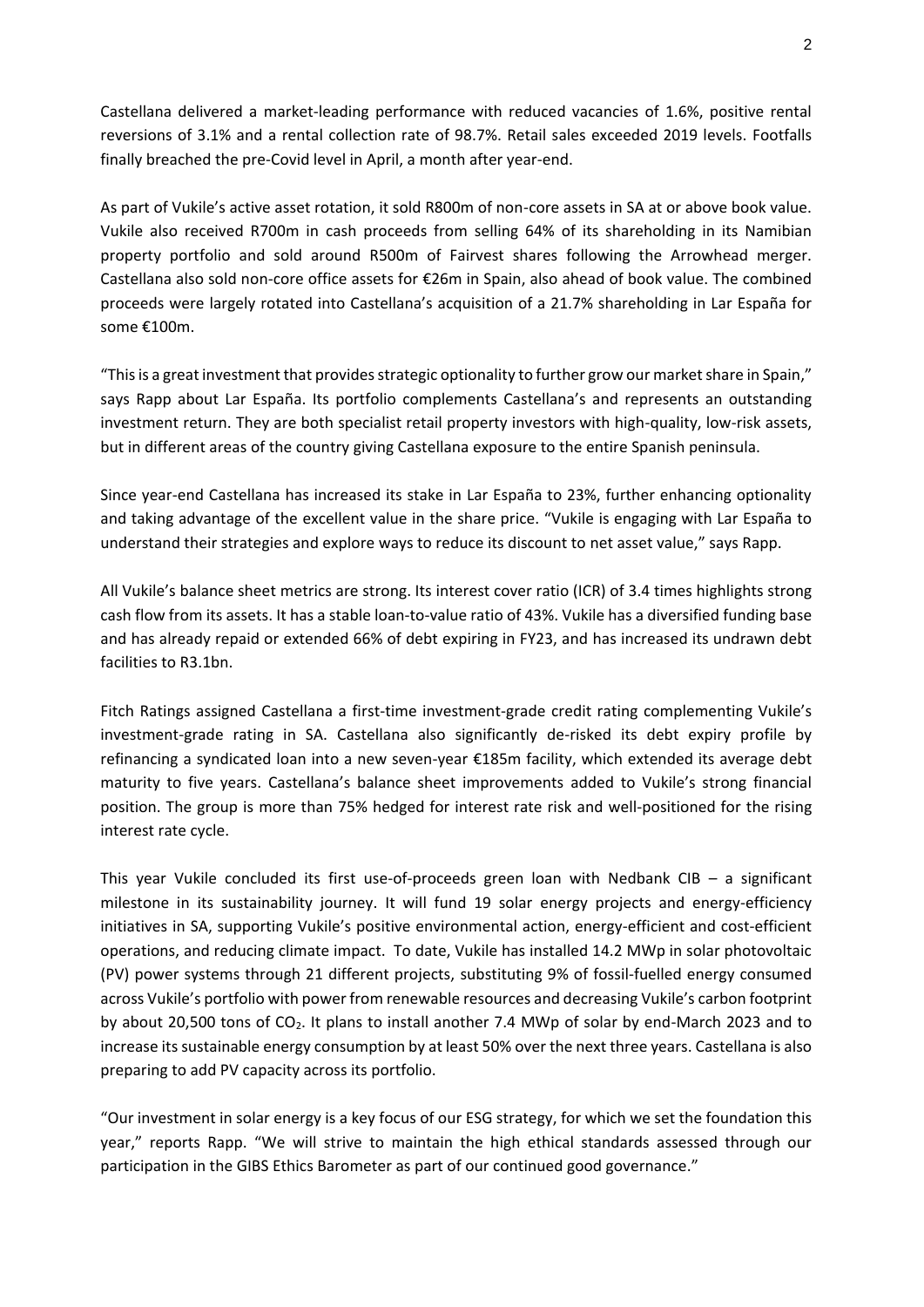Castellana delivered a market-leading performance with reduced vacancies of 1.6%, positive rental reversions of 3.1% and a rental collection rate of 98.7%. Retail sales exceeded 2019 levels. Footfalls finally breached the pre-Covid level in April, a month after year-end.

As part of Vukile's active asset rotation, it sold R800m of non-core assets in SA at or above book value. Vukile also received R700m in cash proceeds from selling 64% of its shareholding in its Namibian property portfolio and sold around R500m of Fairvest shares following the Arrowhead merger. Castellana also sold non-core office assets for €26m in Spain, also ahead of book value. The combined proceeds were largely rotated into Castellana's acquisition of a 21.7% shareholding in Lar España for some €100m.

"This is a great investment that provides strategic optionality to further grow our market share in Spain," says Rapp about Lar España. Its portfolio complements Castellana's and represents an outstanding investment return. They are both specialist retail property investors with high-quality, low-risk assets, but in different areas of the country giving Castellana exposure to the entire Spanish peninsula.

Since year-end Castellana has increased its stake in Lar España to 23%, further enhancing optionality and taking advantage of the excellent value in the share price. "Vukile is engaging with Lar España to understand their strategies and explore ways to reduce its discount to net asset value," says Rapp.

All Vukile's balance sheet metrics are strong. Its interest cover ratio (ICR) of 3.4 times highlights strong cash flow from its assets. It has a stable loan-to-value ratio of 43%. Vukile has a diversified funding base and has already repaid or extended 66% of debt expiring in FY23, and has increased its undrawn debt facilities to R3.1bn.

Fitch Ratings assigned Castellana a first-time investment-grade credit rating complementing Vukile's investment-grade rating in SA. Castellana also significantly de-risked its debt expiry profile by refinancing a syndicated loan into a new seven-year €185m facility, which extended its average debt maturity to five years. Castellana's balance sheet improvements added to Vukile's strong financial position. The group is more than 75% hedged for interest rate risk and well-positioned for the rising interest rate cycle.

This year Vukile concluded its first use-of-proceeds green loan with Nedbank CIB – a significant milestone in its sustainability journey. It will fund 19 solar energy projects and energy-efficiency initiatives in SA, supporting Vukile's positive environmental action, energy-efficient and cost-efficient operations, and reducing climate impact. To date, Vukile has installed 14.2 MWp in solar photovoltaic (PV) power systems through 21 different projects, substituting 9% of fossil-fuelled energy consumed across Vukile's portfolio with power from renewable resources and decreasing Vukile's carbon footprint by about 20,500 tons of $CO_2$. It plans to install another 7.4 MWp of solar by end-March 2023 and to increase its sustainable energy consumption by at least 50% over the next three years. Castellana is also preparing to add PV capacity across its portfolio.

"Our investment in solar energy is a key focus of our ESG strategy, for which we set the foundation this year," reports Rapp. "We will strive to maintain the high ethical standards assessed through our participation in the GIBS Ethics Barometer as part of our continued good governance."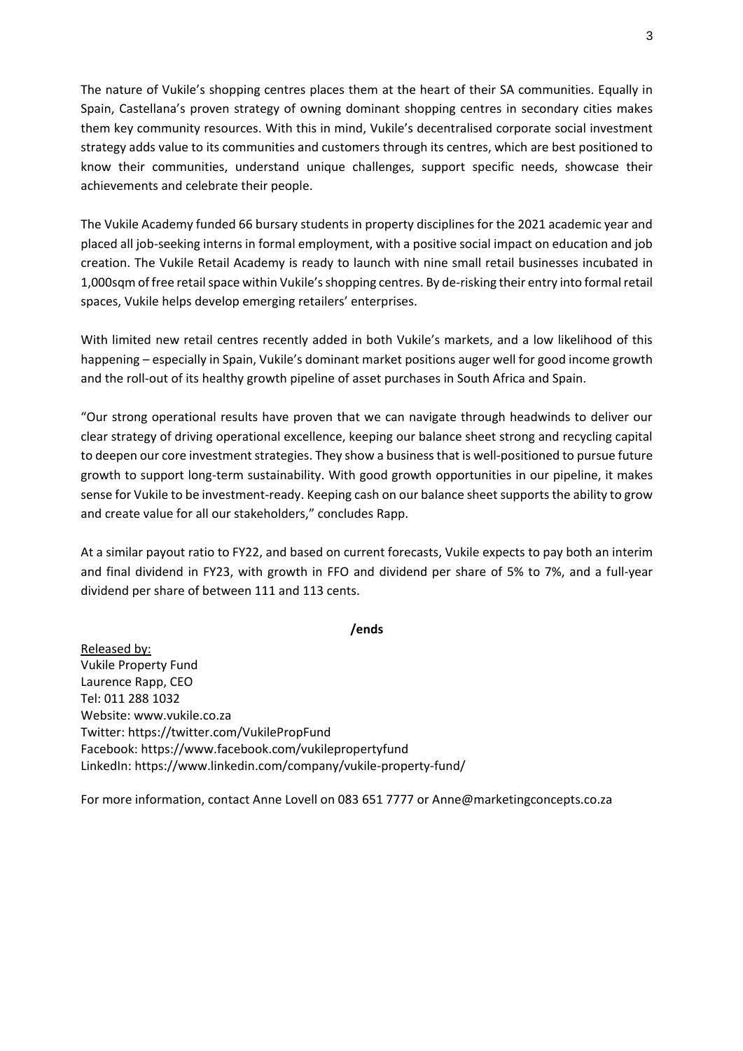The nature of Vukile's shopping centres places them at the heart of their SA communities. Equally in Spain, Castellana's proven strategy of owning dominant shopping centres in secondary cities makes them key community resources. With this in mind, Vukile's decentralised corporate social investment strategy adds value to its communities and customers through its centres, which are best positioned to know their communities, understand unique challenges, support specific needs, showcase their achievements and celebrate their people.

The Vukile Academy funded 66 bursary students in property disciplines for the 2021 academic year and placed all job-seeking interns in formal employment, with a positive social impact on education and job creation. The Vukile Retail Academy is ready to launch with nine small retail businesses incubated in 1,000sqm of free retail space within Vukile's shopping centres. By de-risking their entry into formal retail spaces, Vukile helps develop emerging retailers' enterprises.

With limited new retail centres recently added in both Vukile's markets, and a low likelihood of this happening – especially in Spain, Vukile's dominant market positions auger well for good income growth and the roll-out of its healthy growth pipeline of asset purchases in South Africa and Spain.

"Our strong operational results have proven that we can navigate through headwinds to deliver our clear strategy of driving operational excellence, keeping our balance sheet strong and recycling capital to deepen our core investment strategies. They show a business that is well-positioned to pursue future growth to support long-term sustainability. With good growth opportunities in our pipeline, it makes sense for Vukile to be investment-ready. Keeping cash on our balance sheet supports the ability to grow and create value for all our stakeholders," concludes Rapp.

At a similar payout ratio to FY22, and based on current forecasts, Vukile expects to pay both an interim and final dividend in FY23, with growth in FFO and dividend per share of 5% to 7%, and a full-year dividend per share of between 111 and 113 cents.

**/ends**

Released by:
Vukile Property Fund
Laurence Rapp, CEO
Tel: 011 288 1032
Website: www.vukile.co.za
Twitter: https://twitter.com/VukilePropFund
Facebook: https://www.facebook.com/vukilepropertyfund
LinkedIn: https://www.linkedin.com/company/vukile-property-fund/

For more information, contact Anne Lovell on 083 651 7777 or Anne@marketingconcepts.co.za